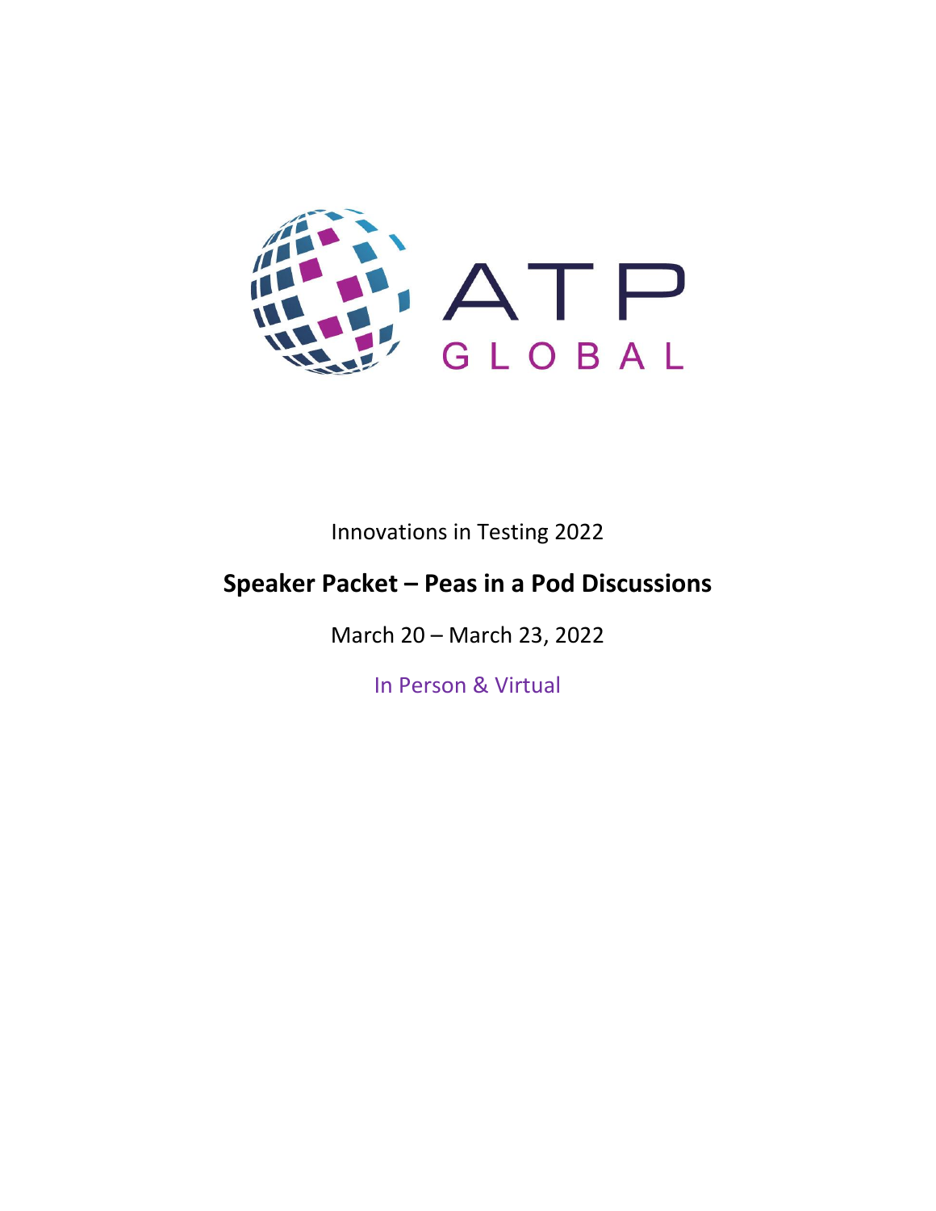ATP
GLOBAL

Innovations in Testing 2022

# Speaker Packet – Peas in a Pod Discussions

March 20 – March 23, 2022

In Person & Virtual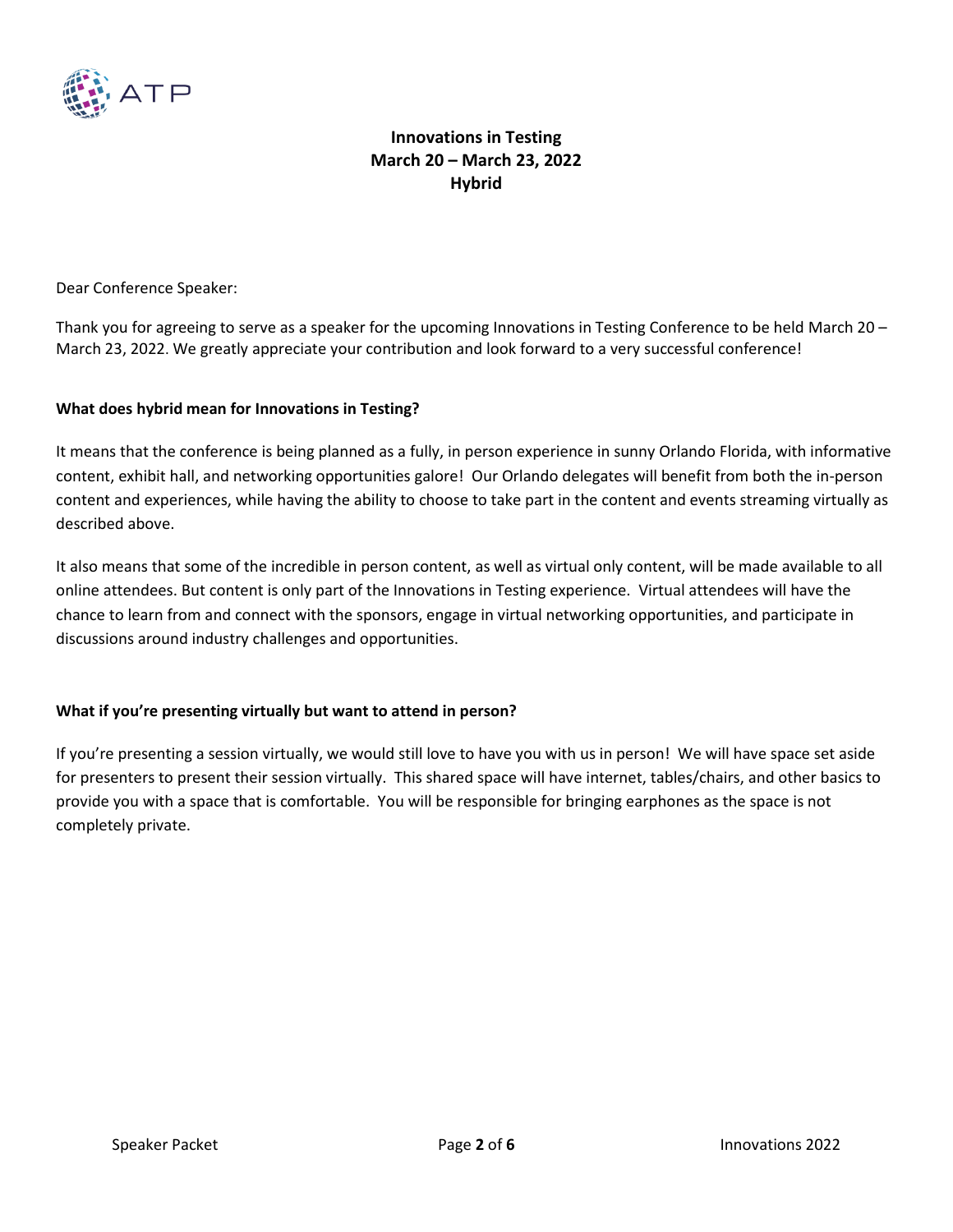# Innovations in Testing
## March 20 – March 23, 2022
## Hybrid

Dear Conference Speaker:

Thank you for agreeing to serve as a speaker for the upcoming Innovations in Testing Conference to be held March 20 – March 23, 2022. We greatly appreciate your contribution and look forward to a very successful conference!

**What does hybrid mean for Innovations in Testing?**

It means that the conference is being planned as a fully, in person experience in sunny Orlando Florida, with informative content, exhibit hall, and networking opportunities galore! Our Orlando delegates will benefit from both the in-person content and experiences, while having the ability to choose to take part in the content and events streaming virtually as described above.

It also means that some of the incredible in person content, as well as virtual only content, will be made available to all online attendees. But content is only part of the Innovations in Testing experience. Virtual attendees will have the chance to learn from and connect with the sponsors, engage in virtual networking opportunities, and participate in discussions around industry challenges and opportunities.

**What if you're presenting virtually but want to attend in person?**

If you're presenting a session virtually, we would still love to have you with us in person! We will have space set aside for presenters to present their session virtually. This shared space will have internet, tables/chairs, and other basics to provide you with a space that is comfortable. You will be responsible for bringing earphones as the space is not completely private.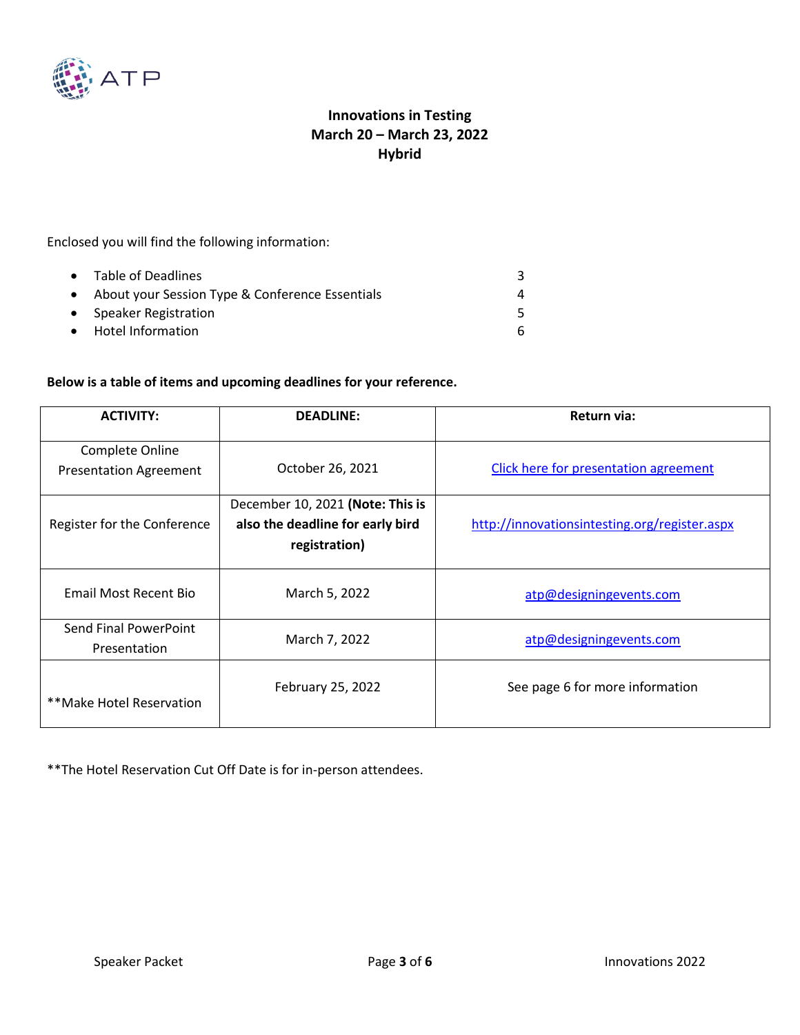**Innovations in Testing**
**March 20 – March 23, 2022**
**Hybrid**

Enclosed you will find the following information:

- Table of Deadlines 3
- About your Session Type & Conference Essentials 4
- Speaker Registration 5
- Hotel Information 6

**Below is a table of items and upcoming deadlines for your reference.**

| ACTIVITY: | DEADLINE: | Return via: |
|---|---|---|
| Complete Online Presentation Agreement | October 26, 2021 | Click here for presentation agreement |
| Register for the Conference | December 10, 2021 **(Note: This is also the deadline for early bird registration)** | http://innovationsintesting.org/register.aspx |
| Email Most Recent Bio | March 5, 2022 | atp@designingevents.com |
| Send Final PowerPoint Presentation | March 7, 2022 | atp@designingevents.com |
| **Make Hotel Reservation | February 25, 2022 | See page 6 for more information |

**The Hotel Reservation Cut Off Date is for in-person attendees.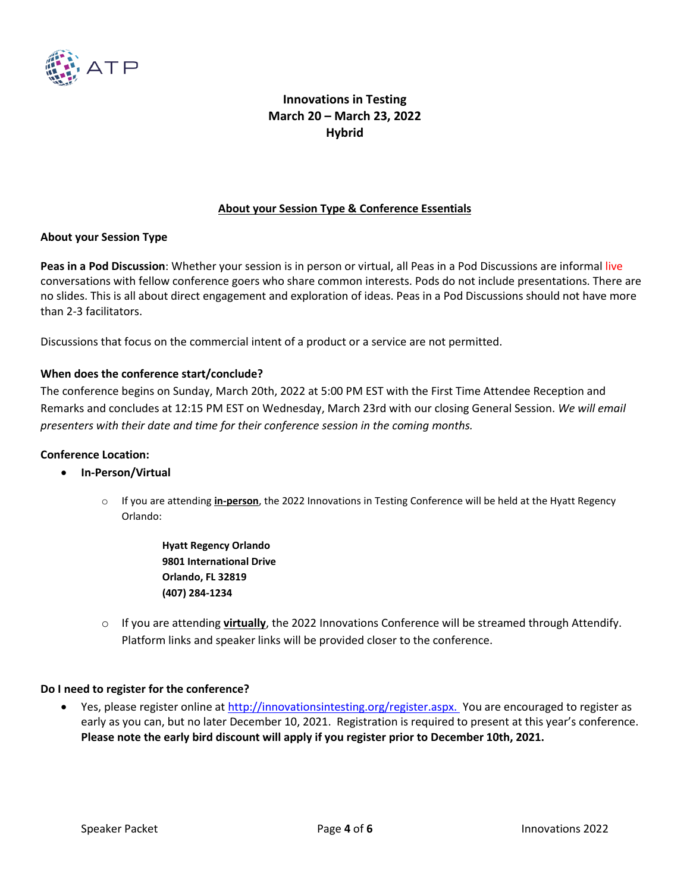# Innovations in Testing
## March 20 – March 23, 2022
## Hybrid

### About your Session Type & Conference Essentials

**About your Session Type**

**Peas in a Pod Discussion**: Whether your session is in person or virtual, all Peas in a Pod Discussions are informal live conversations with fellow conference goers who share common interests. Pods do not include presentations. There are no slides. This is all about direct engagement and exploration of ideas. Peas in a Pod Discussions should not have more than 2-3 facilitators.

Discussions that focus on the commercial intent of a product or a service are not permitted.

**When does the conference start/conclude?**

The conference begins on Sunday, March 20th, 2022 at 5:00 PM EST with the First Time Attendee Reception and Remarks and concludes at 12:15 PM EST on Wednesday, March 23rd with our closing General Session. *We will email presenters with their date and time for their conference session in the coming months.*

**Conference Location:**

- **In-Person/Virtual**
  - If you are attending **in-person**, the 2022 Innovations in Testing Conference will be held at the Hyatt Regency Orlando:

    **Hyatt Regency Orlando**
    **9801 International Drive**
    **Orlando, FL 32819**
    **(407) 284-1234**

  - If you are attending **virtually**, the 2022 Innovations Conference will be streamed through Attendify. Platform links and speaker links will be provided closer to the conference.

**Do I need to register for the conference?**

- Yes, please register online at http://innovationsintesting.org/register.aspx. You are encouraged to register as early as you can, but no later December 10, 2021. Registration is required to present at this year's conference. **Please note the early bird discount will apply if you register prior to December 10th, 2021.**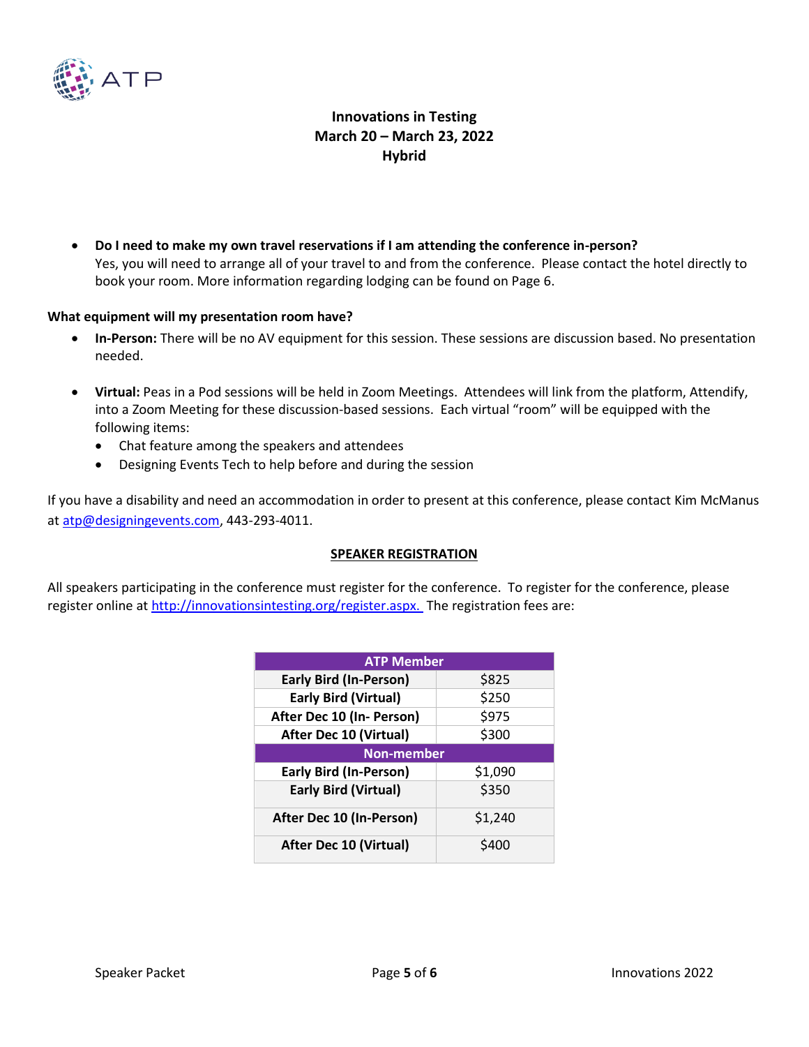**Innovations in Testing**
**March 20 – March 23, 2022**
**Hybrid**

- **Do I need to make my own travel reservations if I am attending the conference in-person?**
  Yes, you will need to arrange all of your travel to and from the conference. Please contact the hotel directly to book your room. More information regarding lodging can be found on Page 6.

**What equipment will my presentation room have?**

- **In-Person:** There will be no AV equipment for this session. These sessions are discussion based. No presentation needed.

- **Virtual:** Peas in a Pod sessions will be held in Zoom Meetings. Attendees will link from the platform, Attendify, into a Zoom Meeting for these discussion-based sessions. Each virtual "room" will be equipped with the following items:
  - Chat feature among the speakers and attendees
  - Designing Events Tech to help before and during the session

If you have a disability and need an accommodation in order to present at this conference, please contact Kim McManus at atp@designingevents.com, 443-293-4011.

## SPEAKER REGISTRATION

All speakers participating in the conference must register for the conference. To register for the conference, please register online at http://innovationsintesting.org/register.aspx. The registration fees are:

| ATP Member | |
|---|---|
| **Early Bird (In-Person)** | $825 |
| **Early Bird (Virtual)** | $250 |
| **After Dec 10 (In- Person)** | $975 |
| **After Dec 10 (Virtual)** | $300 |
| **Non-member** | |
| **Early Bird (In-Person)** | $1,090 |
| **Early Bird (Virtual)** | $350 |
| **After Dec 10 (In-Person)** | $1,240 |
| **After Dec 10 (Virtual)** | $400 |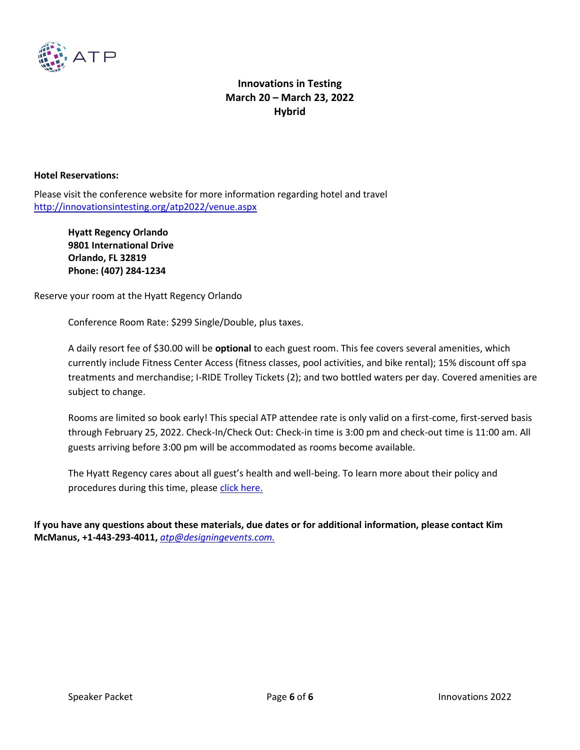**Innovations in Testing**
**March 20 – March 23, 2022**
**Hybrid**

**Hotel Reservations:**

Please visit the conference website for more information regarding hotel and travel
http://innovationsintesting.org/atp2022/venue.aspx

> **Hyatt Regency Orlando**
> **9801 International Drive**
> **Orlando, FL 32819**
> **Phone: (407) 284-1234**

Reserve your room at the Hyatt Regency Orlando

> Conference Room Rate: $299 Single/Double, plus taxes.
>
> A daily resort fee of $30.00 will be **optional** to each guest room. This fee covers several amenities, which currently include Fitness Center Access (fitness classes, pool activities, and bike rental); 15% discount off spa treatments and merchandise; I-RIDE Trolley Tickets (2); and two bottled waters per day. Covered amenities are subject to change.
>
> Rooms are limited so book early! This special ATP attendee rate is only valid on a first-come, first-served basis through February 25, 2022. Check-In/Check Out: Check-in time is 3:00 pm and check-out time is 11:00 am. All guests arriving before 3:00 pm will be accommodated as rooms become available.
>
> The Hyatt Regency cares about all guest's health and well-being. To learn more about their policy and procedures during this time, please click here.

**If you have any questions about these materials, due dates or for additional information, please contact Kim McManus, +1-443-293-4011,** ***atp@designingevents.com.***